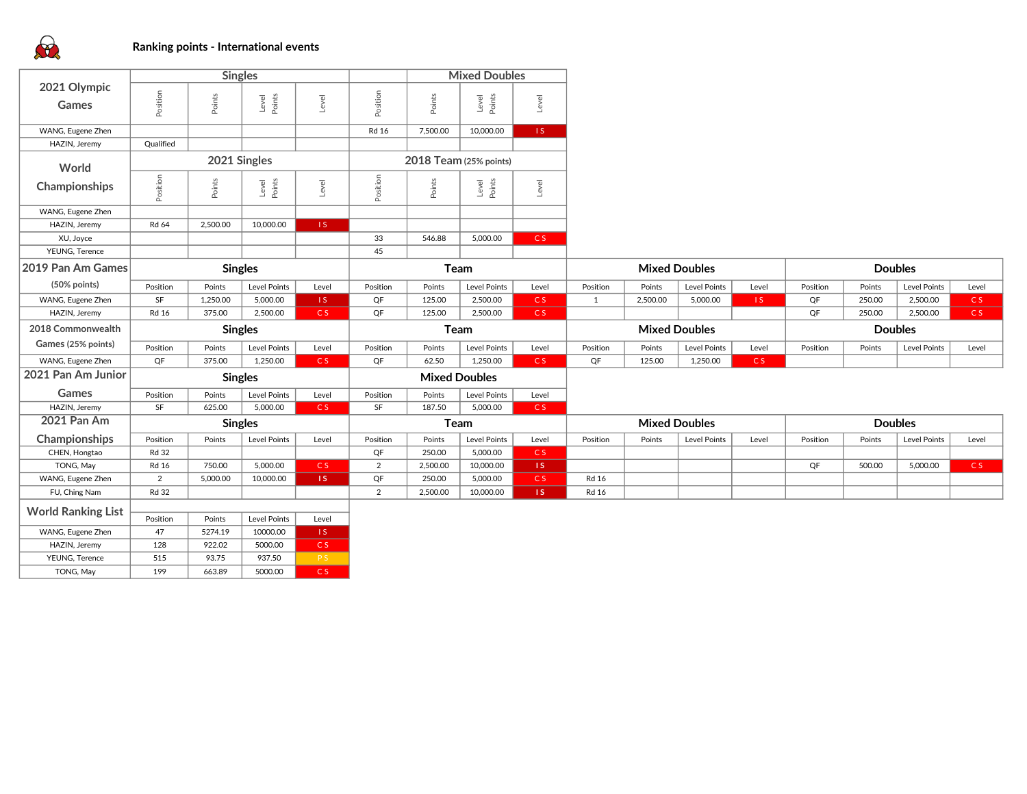## Ranking points - International events

| 2021 Olympic Games | Singles | | | | | Mixed Doubles | | | |
|---|---|---|---|---|---|---|---|---|---|
| | Position | Points | Level Points | Level | Position | Points | Level Points | Level |
| WANG, Eugene Zhen | | | | | Rd 16 | 7,500.00 | 10,000.00 | I S |
| HAZIN, Jeremy | Qualified | | | | | | | |

| World Championships | 2021 Singles | | | | 2018 Team (25% points) | | | |
|---|---|---|---|---|---|---|---|---|
| | Position | Points | Level Points | Level | Position | Points | Level Points | Level |
| WANG, Eugene Zhen | | | | | | | | |
| HAZIN, Jeremy | Rd 64 | 2,500.00 | 10,000.00 | I S | | | | |
| XU, Joyce | | | | | 33 | 546.88 | 5,000.00 | C S |
| YEUNG, Terence | | | | | 45 | | | |

| 2019 Pan Am Games (50% points) | Singles | | | | Team | | | | Mixed Doubles | | | | Doubles | | | |
|---|---|---|---|---|---|---|---|---|---|---|---|---|---|---|---|---|
| | Position | Points | Level Points | Level | Position | Points | Level Points | Level | Position | Points | Level Points | Level | Position | Points | Level Points | Level |
| WANG, Eugene Zhen | SF | 1,250.00 | 5,000.00 | I S | QF | 125.00 | 2,500.00 | C S | 1 | 2,500.00 | 5,000.00 | I S | QF | 250.00 | 2,500.00 | C S |
| HAZIN, Jeremy | Rd 16 | 375.00 | 2,500.00 | C S | QF | 125.00 | 2,500.00 | C S | | | | | QF | 250.00 | 2,500.00 | C S |

| 2018 Commonwealth Games (25% points) | Singles | | | | Team | | | | Mixed Doubles | | | | Doubles | | | |
|---|---|---|---|---|---|---|---|---|---|---|---|---|---|---|---|---|
| | Position | Points | Level Points | Level | Position | Points | Level Points | Level | Position | Points | Level Points | Level | Position | Points | Level Points | Level |
| WANG, Eugene Zhen | QF | 375.00 | 1,250.00 | C S | QF | 62.50 | 1,250.00 | C S | QF | 125.00 | 1,250.00 | C S | | | | |

| 2021 Pan Am Junior Games | Singles | | | | Mixed Doubles | | | |
|---|---|---|---|---|---|---|---|---|
| | Position | Points | Level Points | Level | Position | Points | Level Points | Level |
| HAZIN, Jeremy | SF | 625.00 | 5,000.00 | C S | SF | 187.50 | 5,000.00 | C S |

| 2021 Pan Am Championships | Singles | | | | Team | | | | Mixed Doubles | | | | Doubles | | | |
|---|---|---|---|---|---|---|---|---|---|---|---|---|---|---|---|---|
| | Position | Points | Level Points | Level | Position | Points | Level Points | Level | Position | Points | Level Points | Level | Position | Points | Level Points | Level |
| CHEN, Hongtao | Rd 32 | | | | QF | 250.00 | 5,000.00 | C S | | | | | | | | |
| TONG, May | Rd 16 | 750.00 | 5,000.00 | C S | 2 | 2,500.00 | 10,000.00 | I S | | | | | QF | 500.00 | 5,000.00 | C S |
| WANG, Eugene Zhen | 2 | 5,000.00 | 10,000.00 | I S | QF | 250.00 | 5,000.00 | C S | Rd 16 | | | | | | | |
| FU, Ching Nam | Rd 32 | | | | 2 | 2,500.00 | 10,000.00 | I S | Rd 16 | | | | | | | |

| World Ranking List | Position | Points | Level Points | Level |
|---|---|---|---|---|
| WANG, Eugene Zhen | 47 | 5274.19 | 10000.00 | I S |
| HAZIN, Jeremy | 128 | 922.02 | 5000.00 | C S |
| YEUNG, Terence | 515 | 93.75 | 937.50 | P S |
| TONG, May | 199 | 663.89 | 5000.00 | C S |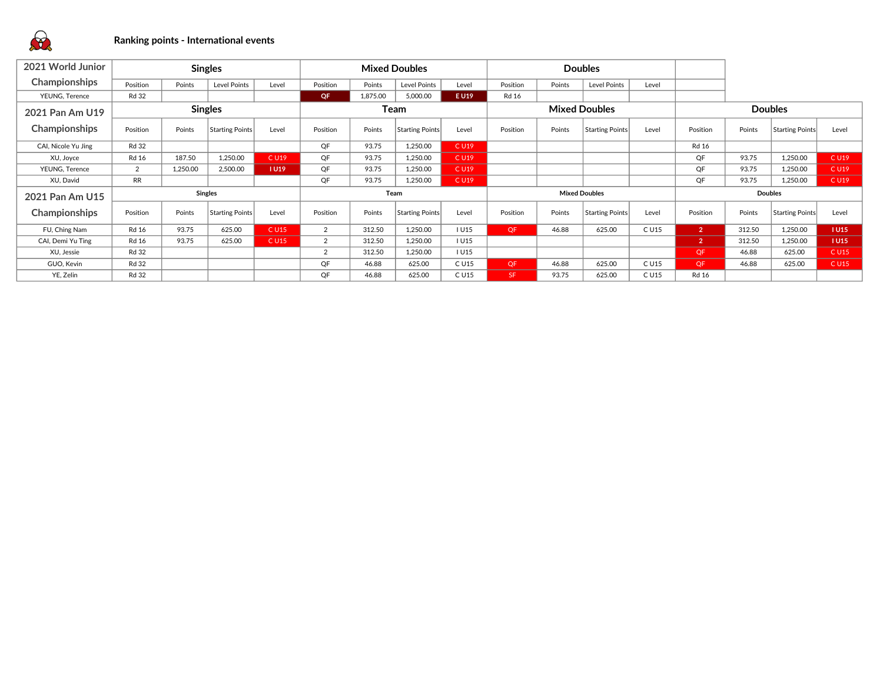**Ranking points - International events**

| 2021 World Junior Championships | Singles | | | | Mixed Doubles | | | | Doubles | | | | |
|---|---|---|---|---|---|---|---|---|---|---|---|---|---|
| | Position | Points | Level Points | Level | Position | Points | Level Points | Level | Position | Points | Level Points | Level | |
| YEUNG, Terence | Rd 32 | | | | QF | 1,875.00 | 5,000.00 | E U19 | Rd 16 | | | | |

| 2021 Pan Am U19 Championships | Singles | | | | Team | | | | Mixed Doubles | | | | Doubles | | | |
|---|---|---|---|---|---|---|---|---|---|---|---|---|---|---|---|---|
| | Position | Points | Starting Points | Level | Position | Points | Starting Points | Level | Position | Points | Starting Points | Level | Position | Points | Starting Points | Level |
| CAI, Nicole Yu Jing | Rd 32 | | | | QF | 93.75 | 1,250.00 | C U19 | | | | | Rd 16 | | | |
| XU, Joyce | Rd 16 | 187.50 | 1,250.00 | C U19 | QF | 93.75 | 1,250.00 | C U19 | | | | | QF | 93.75 | 1,250.00 | C U19 |
| YEUNG, Terence | 2 | 1,250.00 | 2,500.00 | I U19 | QF | 93.75 | 1,250.00 | C U19 | | | | | QF | 93.75 | 1,250.00 | C U19 |
| XU, David | RR | | | | QF | 93.75 | 1,250.00 | C U19 | | | | | QF | 93.75 | 1,250.00 | C U19 |

| 2021 Pan Am U15 Championships | Singles | | | | Team | | | | Mixed Doubles | | | | Doubles | | | |
|---|---|---|---|---|---|---|---|---|---|---|---|---|---|---|---|---|
| | Position | Points | Starting Points | Level | Position | Points | Starting Points | Level | Position | Points | Starting Points | Level | Position | Points | Starting Points | Level |
| FU, Ching Nam | Rd 16 | 93.75 | 625.00 | C U15 | 2 | 312.50 | 1,250.00 | I U15 | QF | 46.88 | 625.00 | C U15 | 2 | 312.50 | 1,250.00 | I U15 |
| CAI, Demi Yu Ting | Rd 16 | 93.75 | 625.00 | C U15 | 2 | 312.50 | 1,250.00 | I U15 | | | | | 2 | 312.50 | 1,250.00 | I U15 |
| XU, Jessie | Rd 32 | | | | 2 | 312.50 | 1,250.00 | I U15 | | | | | QF | 46.88 | 625.00 | C U15 |
| GUO, Kevin | Rd 32 | | | | QF | 46.88 | 625.00 | C U15 | QF | 46.88 | 625.00 | C U15 | QF | 46.88 | 625.00 | C U15 |
| YE, Zelin | Rd 32 | | | | QF | 46.88 | 625.00 | C U15 | SF | 93.75 | 625.00 | C U15 | Rd 16 | | | |